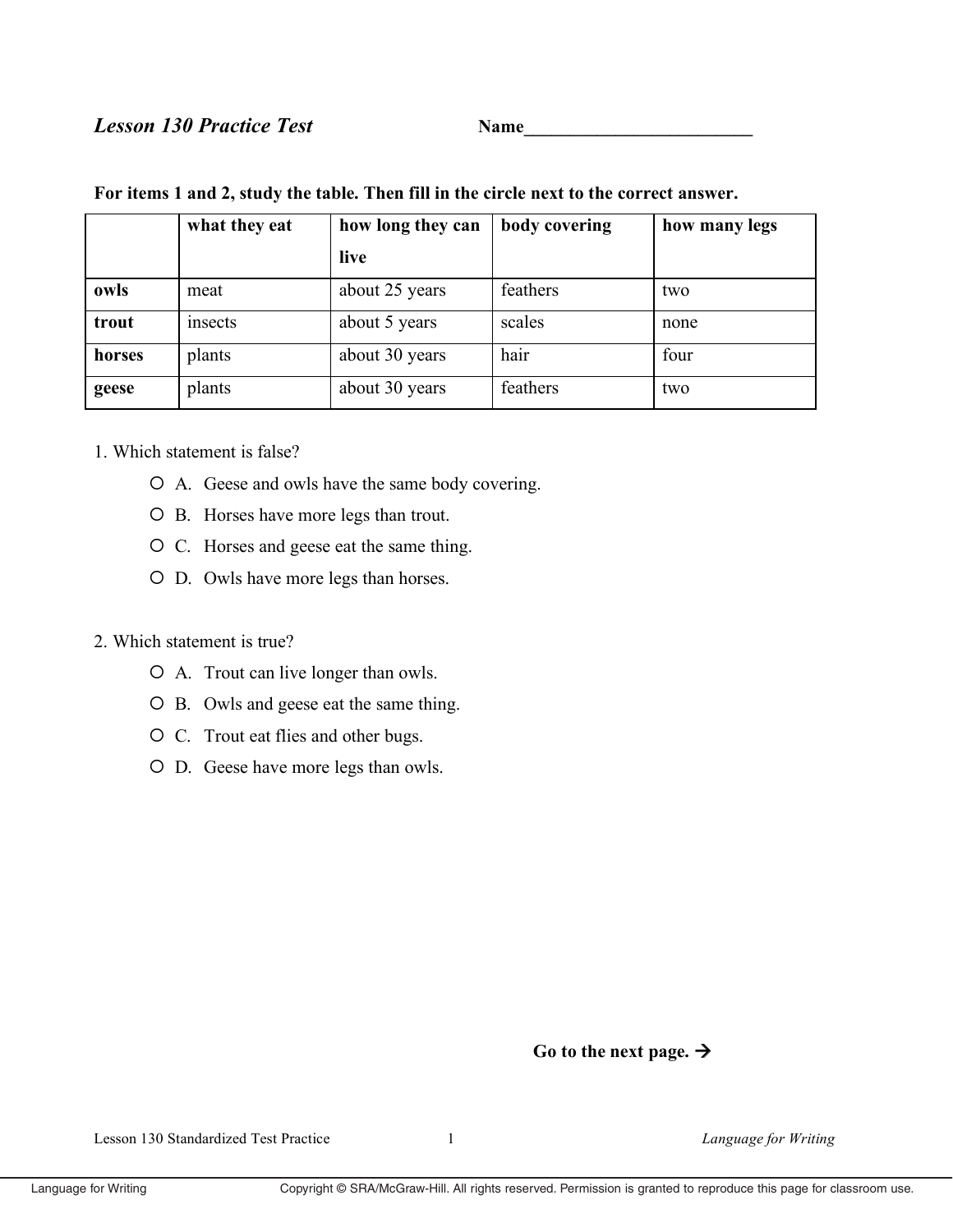*Lesson 130 Practice Test* **Name_________________________**

**For items 1 and 2, study the table. Then fill in the circle next to the correct answer.**

| | **what they eat** | **how long they can live** | **body covering** | **how many legs** |
|---|---|---|---|---|
| **owls** | meat | about 25 years | feathers | two |
| **trout** | insects | about 5 years | scales | none |
| **horses** | plants | about 30 years | hair | four |
| **geese** | plants | about 30 years | feathers | two |

1. Which statement is false?

   - ○ A. Geese and owls have the same body covering.
   - ○ B. Horses have more legs than trout.
   - ○ C. Horses and geese eat the same thing.
   - ○ D. Owls have more legs than horses.

2. Which statement is true?

   - ○ A. Trout can live longer than owls.
   - ○ B. Owls and geese eat the same thing.
   - ○ C. Trout eat flies and other bugs.
   - ○ D. Geese have more legs than owls.

**Go to the next page. →**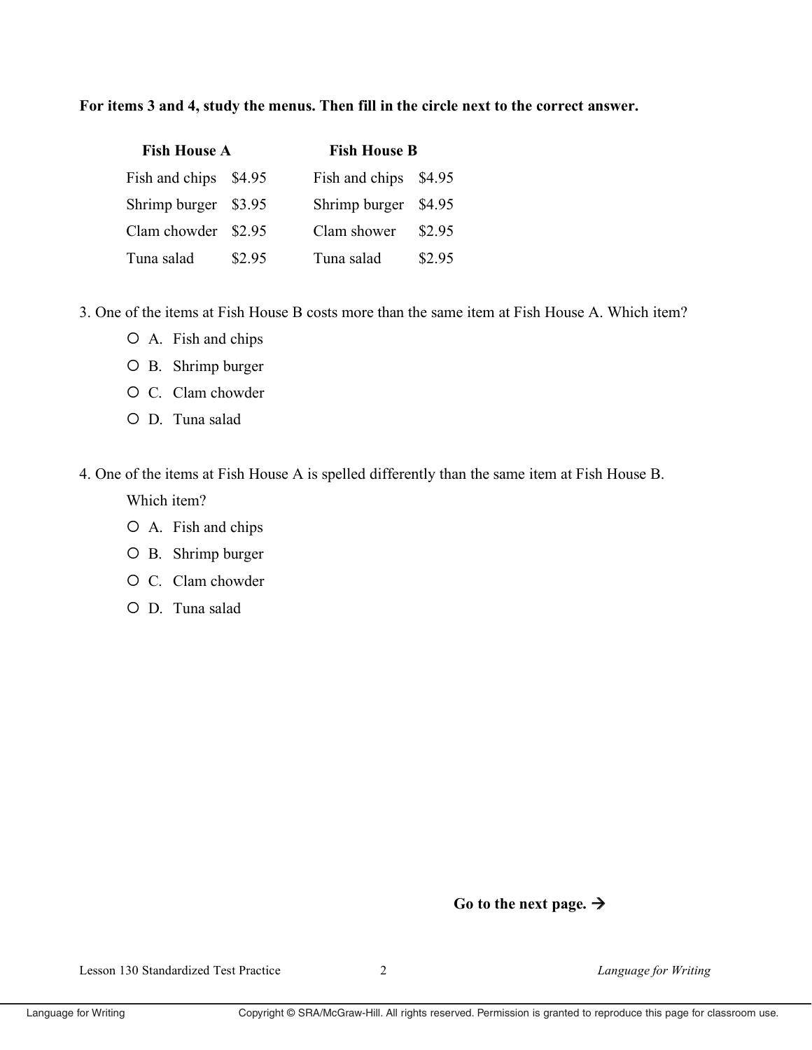**For items 3 and 4, study the menus. Then fill in the circle next to the correct answer.**

| **Fish House A** | | **Fish House B** | |
|---|---|---|---|
| Fish and chips | $4.95 | Fish and chips | $4.95 |
| Shrimp burger | $3.95 | Shrimp burger | $4.95 |
| Clam chowder | $2.95 | Clam shower | $2.95 |
| Tuna salad | $2.95 | Tuna salad | $2.95 |

3. One of the items at Fish House B costs more than the same item at Fish House A. Which item?

- ○ A. Fish and chips
- ○ B. Shrimp burger
- ○ C. Clam chowder
- ○ D. Tuna salad

4. One of the items at Fish House A is spelled differently than the same item at Fish House B. Which item?

- ○ A. Fish and chips
- ○ B. Shrimp burger
- ○ C. Clam chowder
- ○ D. Tuna salad

**Go to the next page. →**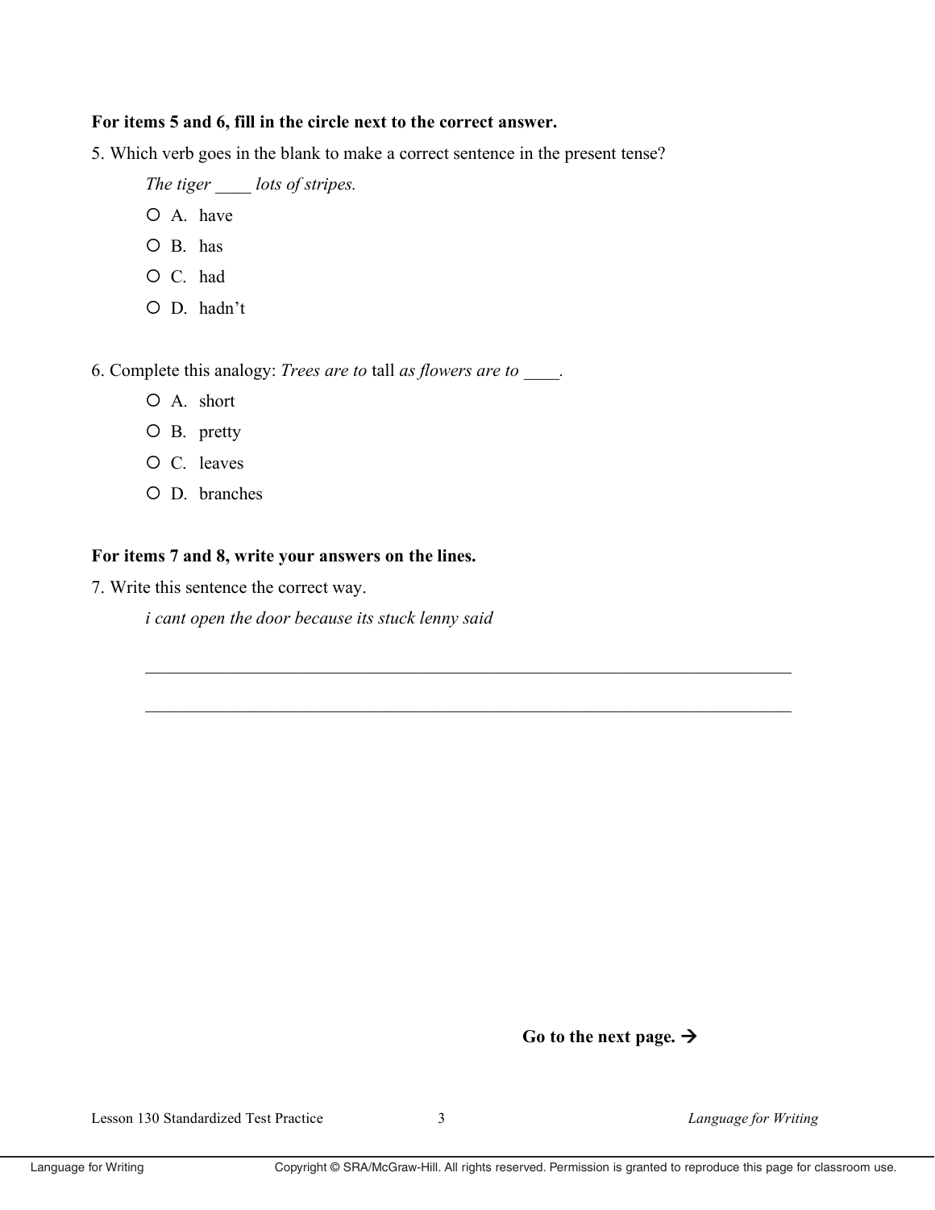**For items 5 and 6, fill in the circle next to the correct answer.**

5. Which verb goes in the blank to make a correct sentence in the present tense?

   *The tiger ____ lots of stripes.*

   ○ A. have

   ○ B. has

   ○ C. had

   ○ D. hadn't

6. Complete this analogy: *Trees are to* tall *as flowers are to* ____.

   ○ A. short

   ○ B. pretty

   ○ C. leaves

   ○ D. branches

**For items 7 and 8, write your answers on the lines.**

7. Write this sentence the correct way.

   *i cant open the door because its stuck lenny said*

   ______________________________________________________________________

   ______________________________________________________________________

**Go to the next page. →**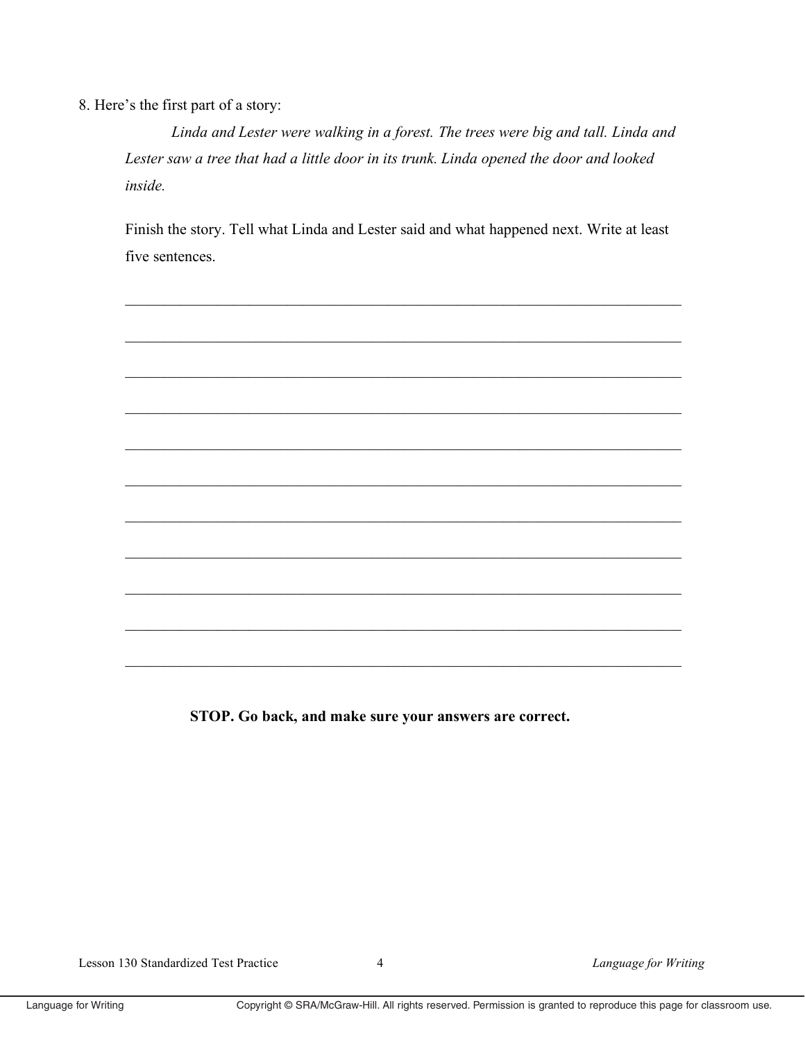8. Here's the first part of a story:

*Linda and Lester were walking in a forest. The trees were big and tall. Linda and Lester saw a tree that had a little door in its trunk. Linda opened the door and looked inside.*

Finish the story. Tell what Linda and Lester said and what happened next. Write at least five sentences.

___________________________________________________________________________

___________________________________________________________________________

___________________________________________________________________________

___________________________________________________________________________

___________________________________________________________________________

___________________________________________________________________________

___________________________________________________________________________

___________________________________________________________________________

___________________________________________________________________________

___________________________________________________________________________

___________________________________________________________________________

**STOP. Go back, and make sure your answers are correct.**